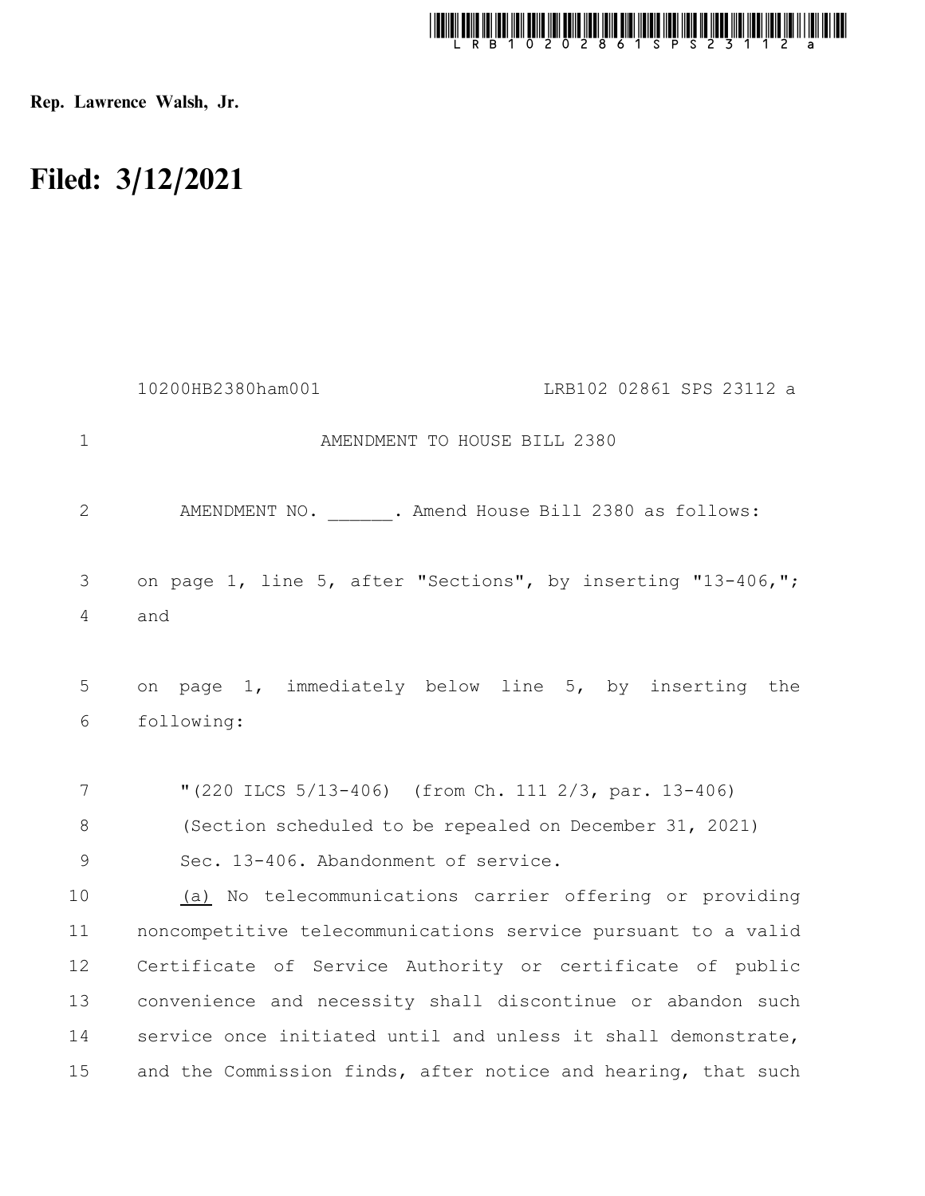Rep. Lawrence Walsh, Jr.

# Filed: 3/12/2021

10200HB2380ham001 LRB102 02861 SPS 23112 a

AMENDMENT TO HOUSE BILL 2380

AMENDMENT NO. ______. Amend House Bill 2380 as follows:

on page 1, line 5, after "Sections", by inserting "13-406,"; and

on page 1, immediately below line 5, by inserting the following:

"(220 ILCS 5/13-406) (from Ch. 111 2/3, par. 13-406)

(Section scheduled to be repealed on December 31, 2021)

Sec. 13-406. Abandonment of service.

(a) No telecommunications carrier offering or providing noncompetitive telecommunications service pursuant to a valid Certificate of Service Authority or certificate of public convenience and necessity shall discontinue or abandon such service once initiated until and unless it shall demonstrate, and the Commission finds, after notice and hearing, that such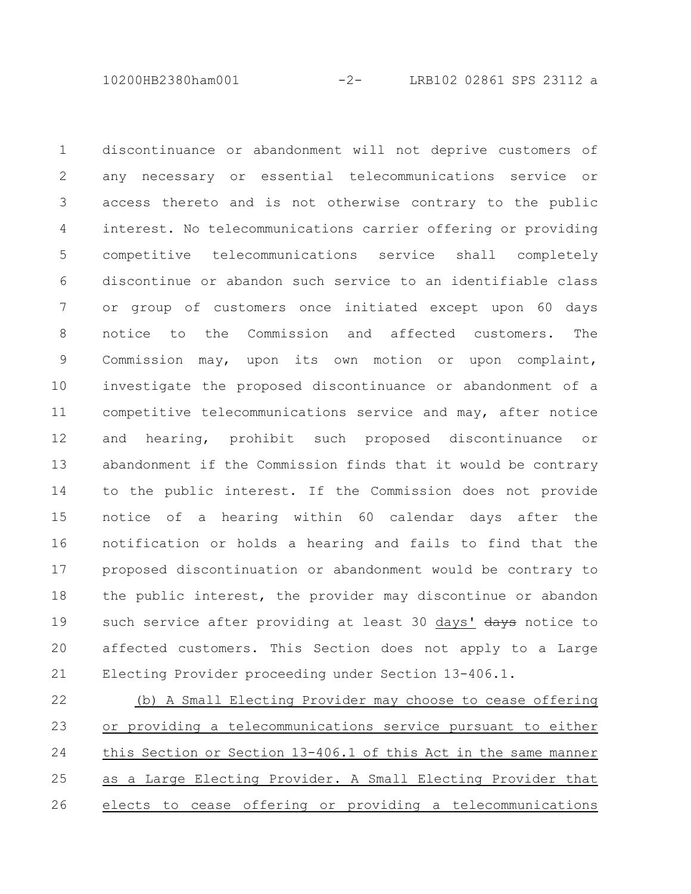discontinuance or abandonment will not deprive customers of any necessary or essential telecommunications service or access thereto and is not otherwise contrary to the public interest. No telecommunications carrier offering or providing competitive telecommunications service shall completely discontinue or abandon such service to an identifiable class or group of customers once initiated except upon 60 days notice to the Commission and affected customers. The Commission may, upon its own motion or upon complaint, investigate the proposed discontinuance or abandonment of a competitive telecommunications service and may, after notice and hearing, prohibit such proposed discontinuance or abandonment if the Commission finds that it would be contrary to the public interest. If the Commission does not provide notice of a hearing within 60 calendar days after the notification or holds a hearing and fails to find that the proposed discontinuation or abandonment would be contrary to the public interest, the provider may discontinue or abandon such service after providing at least 30 <u>days'</u> ~~days~~ notice to affected customers. This Section does not apply to a Large Electing Provider proceeding under Section 13-406.1.

<u>(b) A Small Electing Provider may choose to cease offering or providing a telecommunications service pursuant to either this Section or Section 13-406.1 of this Act in the same manner as a Large Electing Provider. A Small Electing Provider that elects to cease offering or providing a telecommunications</u>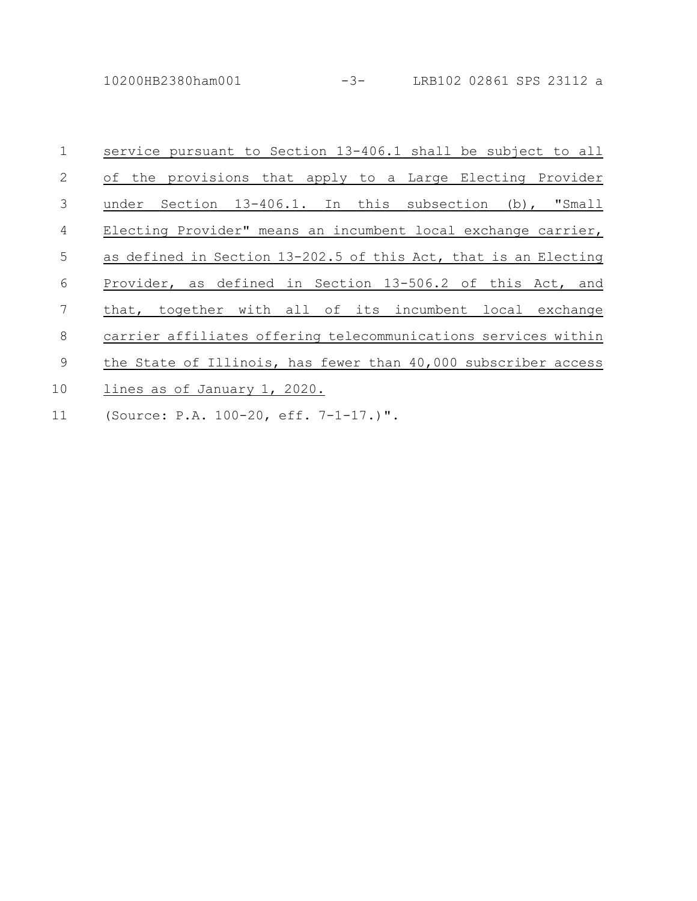service pursuant to Section 13-406.1 shall be subject to all of the provisions that apply to a Large Electing Provider under Section 13-406.1. In this subsection (b), "Small Electing Provider" means an incumbent local exchange carrier, as defined in Section 13-202.5 of this Act, that is an Electing Provider, as defined in Section 13-506.2 of this Act, and that, together with all of its incumbent local exchange carrier affiliates offering telecommunications services within the State of Illinois, has fewer than 40,000 subscriber access lines as of January 1, 2020.

(Source: P.A. 100-20, eff. 7-1-17.)".